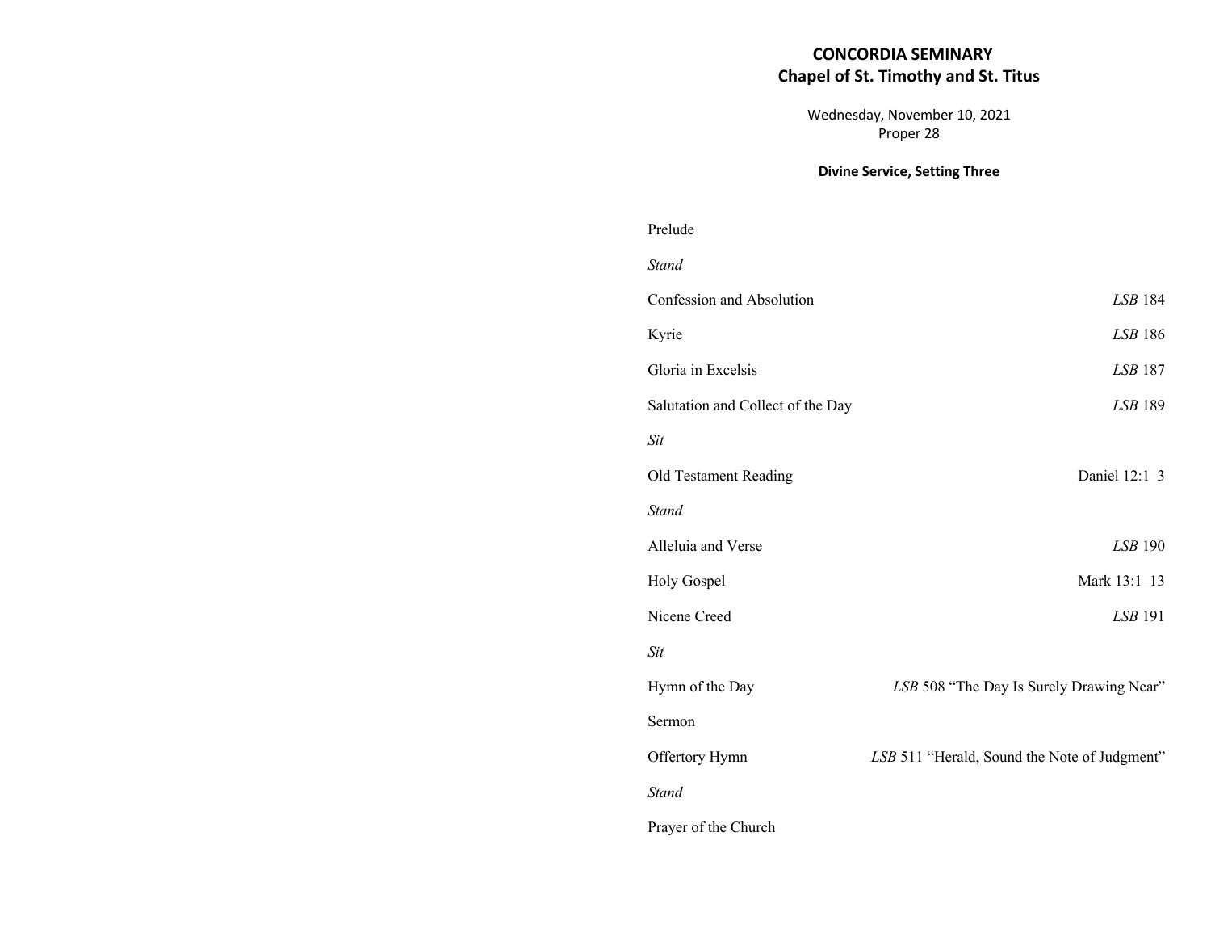# CONCORDIA SEMINARY
## Chapel of St. Timothy and St. Titus

Wednesday, November 10, 2021
Proper 28

**Divine Service, Setting Three**

Prelude

*Stand*

Confession and Absolution — *LSB* 184

Kyrie — *LSB* 186

Gloria in Excelsis — *LSB* 187

Salutation and Collect of the Day — *LSB* 189

*Sit*

Old Testament Reading — Daniel 12:1–3

*Stand*

Alleluia and Verse — *LSB* 190

Holy Gospel — Mark 13:1–13

Nicene Creed — *LSB* 191

*Sit*

Hymn of the Day — *LSB* 508 "The Day Is Surely Drawing Near"

Sermon

Offertory Hymn — *LSB* 511 "Herald, Sound the Note of Judgment"

*Stand*

Prayer of the Church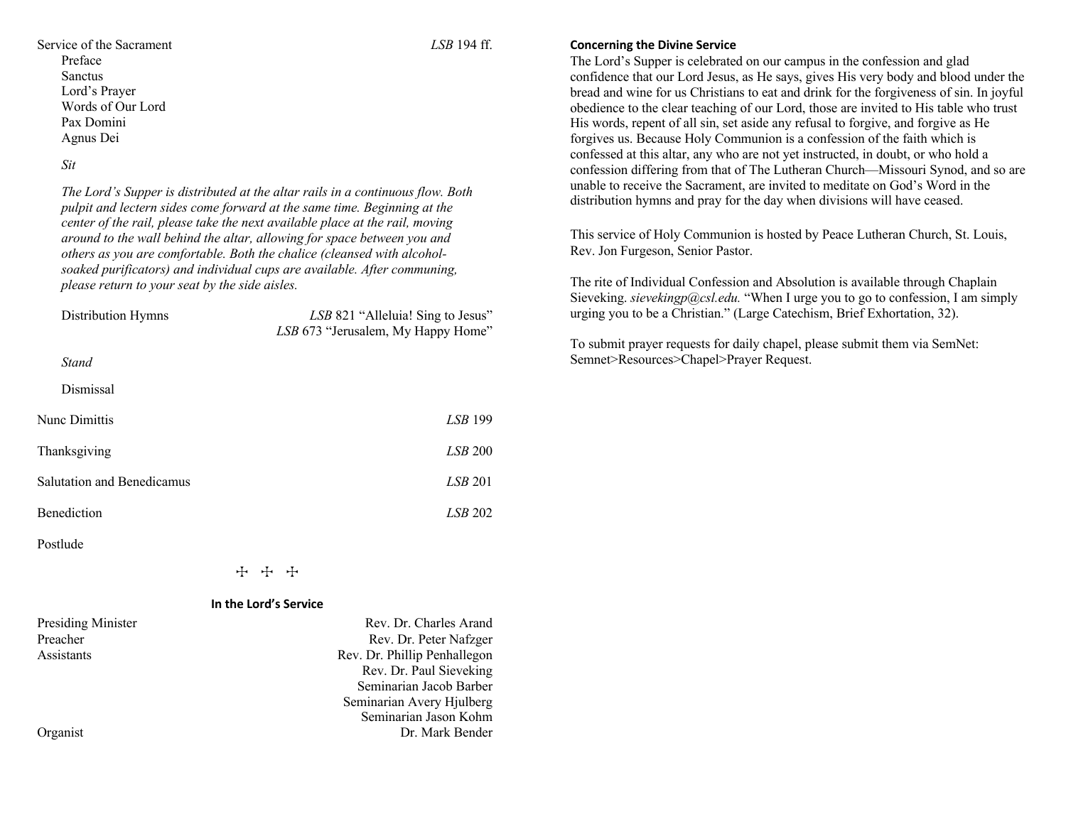Service of the Sacrament *LSB* 194 ff.

Preface
Sanctus
Lord's Prayer
Words of Our Lord
Pax Domini
Agnus Dei

*Sit*

*The Lord's Supper is distributed at the altar rails in a continuous flow. Both pulpit and lectern sides come forward at the same time. Beginning at the center of the rail, please take the next available place at the rail, moving around to the wall behind the altar, allowing for space between you and others as you are comfortable. Both the chalice (cleansed with alcohol-soaked purificators) and individual cups are available. After communing, please return to your seat by the side aisles.*

Distribution Hymns
*LSB* 821 "Alleluia! Sing to Jesus"
*LSB* 673 "Jerusalem, My Happy Home"

*Stand*

Dismissal

Nunc Dimittis *LSB* 199

Thanksgiving *LSB* 200

Salutation and Benedicamus *LSB* 201

Benediction *LSB* 202

Postlude

✠ ✠ ✠

**In the Lord's Service**

| | |
|---|---|
| Presiding Minister | Rev. Dr. Charles Arand |
| Preacher | Rev. Dr. Peter Nafzger |
| Assistants | Rev. Dr. Phillip Penhallegon |
| | Rev. Dr. Paul Sieveking |
| | Seminarian Jacob Barber |
| | Seminarian Avery Hjulberg |
| | Seminarian Jason Kohm |
| Organist | Dr. Mark Bender |

**Concerning the Divine Service**

The Lord's Supper is celebrated on our campus in the confession and glad confidence that our Lord Jesus, as He says, gives His very body and blood under the bread and wine for us Christians to eat and drink for the forgiveness of sin. In joyful obedience to the clear teaching of our Lord, those are invited to His table who trust His words, repent of all sin, set aside any refusal to forgive, and forgive as He forgives us. Because Holy Communion is a confession of the faith which is confessed at this altar, any who are not yet instructed, in doubt, or who hold a confession differing from that of The Lutheran Church—Missouri Synod, and so are unable to receive the Sacrament, are invited to meditate on God's Word in the distribution hymns and pray for the day when divisions will have ceased.

This service of Holy Communion is hosted by Peace Lutheran Church, St. Louis, Rev. Jon Furgeson, Senior Pastor.

The rite of Individual Confession and Absolution is available through Chaplain Sieveking. *sievekingp@csl.edu.* "When I urge you to go to confession, I am simply urging you to be a Christian." (Large Catechism, Brief Exhortation, 32).

To submit prayer requests for daily chapel, please submit them via SemNet: Semnet>Resources>Chapel>Prayer Request.